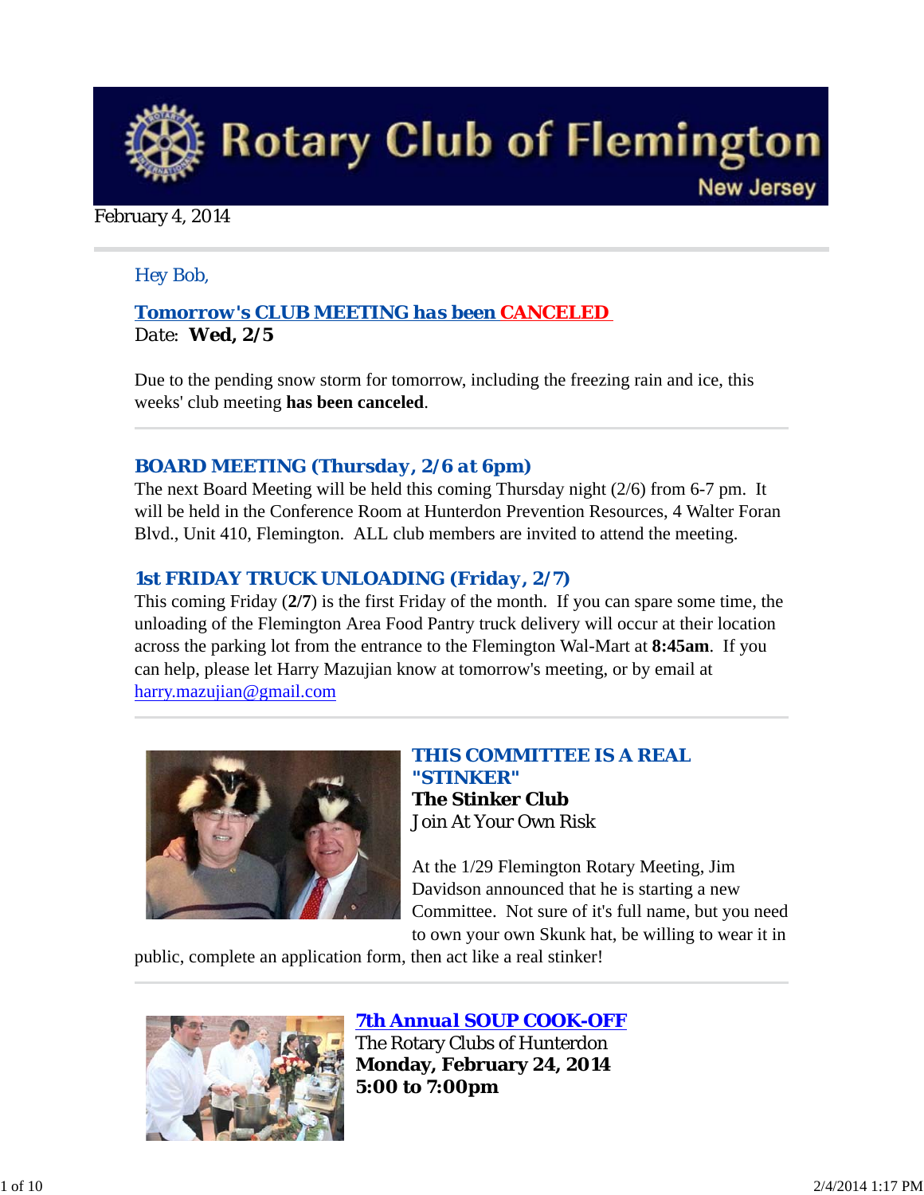# Rotary Club of Flemington
New Jersey

February 4, 2014

Hey Bob,

## Tomorrow's CLUB MEETING has been CANCELED

Date: **Wed, 2/5**

Due to the pending snow storm for tomorrow, including the freezing rain and ice, this weeks' club meeting **has been canceled**.

## BOARD MEETING (Thursday, 2/6 at 6pm)

The next Board Meeting will be held this coming Thursday night (2/6) from 6-7 pm. It will be held in the Conference Room at Hunterdon Prevention Resources, 4 Walter Foran Blvd., Unit 410, Flemington. ALL club members are invited to attend the meeting.

## 1st FRIDAY TRUCK UNLOADING (Friday, 2/7)

This coming Friday (**2/7**) is the first Friday of the month. If you can spare some time, the unloading of the Flemington Area Food Pantry truck delivery will occur at their location across the parking lot from the entrance to the Flemington Wal-Mart at **8:45am**. If you can help, please let Harry Mazujian know at tomorrow's meeting, or by email at harry.mazujian@gmail.com

## THIS COMMITTEE IS A REAL "STINKER"

**The Stinker Club**
Join At Your Own Risk

At the 1/29 Flemington Rotary Meeting, Jim Davidson announced that he is starting a new Committee. Not sure of it's full name, but you need to own your own Skunk hat, be willing to wear it in public, complete an application form, then act like a real stinker!

## 7th Annual SOUP COOK-OFF

The Rotary Clubs of Hunterdon
**Monday, February 24, 2014**
**5:00 to 7:00pm**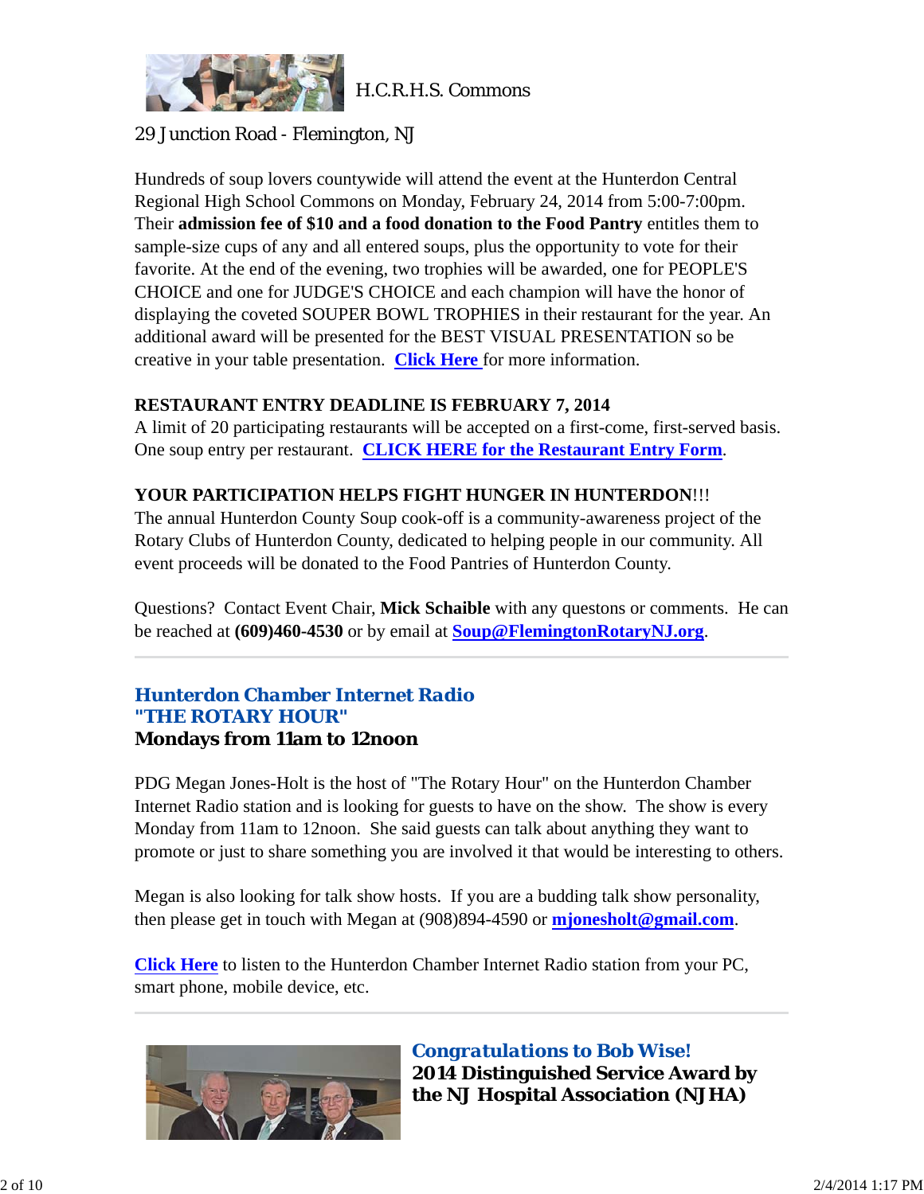H.C.R.H.S. Commons

29 Junction Road - Flemington, NJ

Hundreds of soup lovers countywide will attend the event at the Hunterdon Central Regional High School Commons on Monday, February 24, 2014 from 5:00-7:00pm. Their **admission fee of $10 and a food donation to the Food Pantry** entitles them to sample-size cups of any and all entered soups, plus the opportunity to vote for their favorite. At the end of the evening, two trophies will be awarded, one for PEOPLE'S CHOICE and one for JUDGE'S CHOICE and each champion will have the honor of displaying the coveted SOUPER BOWL TROPHIES in their restaurant for the year. An additional award will be presented for the BEST VISUAL PRESENTATION so be creative in your table presentation. **Click Here** for more information.

**RESTAURANT ENTRY DEADLINE IS FEBRUARY 7, 2014**
A limit of 20 participating restaurants will be accepted on a first-come, first-served basis. One soup entry per restaurant. **CLICK HERE for the Restaurant Entry Form**.

**YOUR PARTICIPATION HELPS FIGHT HUNGER IN HUNTERDON**!!!
The annual Hunterdon County Soup cook-off is a community-awareness project of the Rotary Clubs of Hunterdon County, dedicated to helping people in our community. All event proceeds will be donated to the Food Pantries of Hunterdon County.

Questions? Contact Event Chair, **Mick Schaible** with any questons or comments. He can be reached at **(609)460-4530** or by email at **Soup@FlemingtonRotaryNJ.org**.

---

## Hunterdon Chamber Internet Radio
## "THE ROTARY HOUR"
### Mondays from 11am to 12noon

PDG Megan Jones-Holt is the host of "The Rotary Hour" on the Hunterdon Chamber Internet Radio station and is looking for guests to have on the show. The show is every Monday from 11am to 12noon. She said guests can talk about anything they want to promote or just to share something you are involved it that would be interesting to others.

Megan is also looking for talk show hosts. If you are a budding talk show personality, then please get in touch with Megan at (908)894-4590 or **mjonesholt@gmail.com**.

**Click Here** to listen to the Hunterdon Chamber Internet Radio station from your PC, smart phone, mobile device, etc.

---

## Congratulations to Bob Wise!
### 2014 Distinguished Service Award by the NJ Hospital Association (NJHA)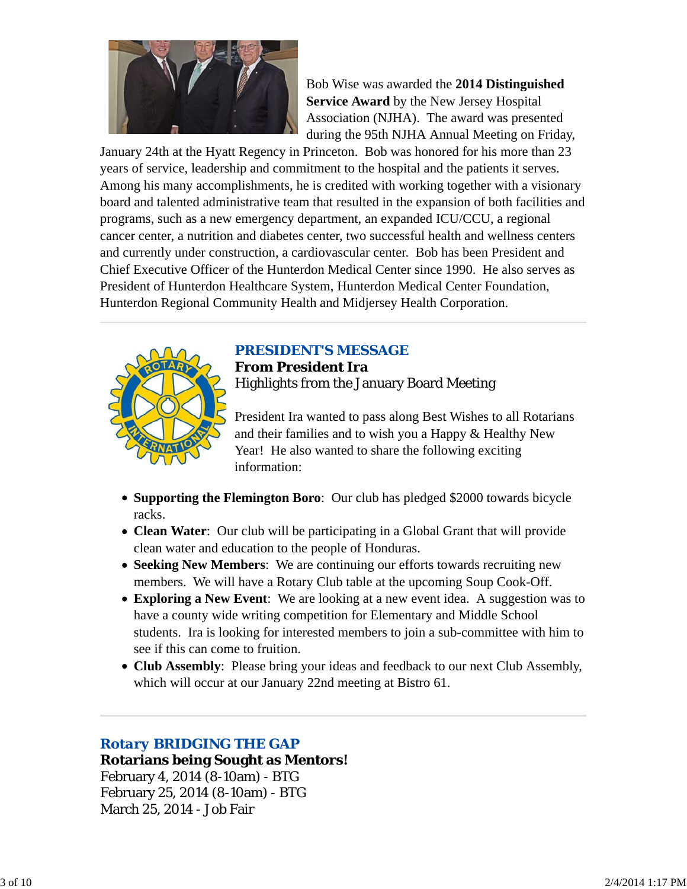Bob Wise was awarded the **2014 Distinguished Service Award** by the New Jersey Hospital Association (NJHA). The award was presented during the 95th NJHA Annual Meeting on Friday, January 24th at the Hyatt Regency in Princeton. Bob was honored for his more than 23 years of service, leadership and commitment to the hospital and the patients it serves. Among his many accomplishments, he is credited with working together with a visionary board and talented administrative team that resulted in the expansion of both facilities and programs, such as a new emergency department, an expanded ICU/CCU, a regional cancer center, a nutrition and diabetes center, two successful health and wellness centers and currently under construction, a cardiovascular center. Bob has been President and Chief Executive Officer of the Hunterdon Medical Center since 1990. He also serves as President of Hunterdon Healthcare System, Hunterdon Medical Center Foundation, Hunterdon Regional Community Health and Midjersey Health Corporation.

---

## PRESIDENT'S MESSAGE

**From President Ira**

Highlights from the January Board Meeting

President Ira wanted to pass along Best Wishes to all Rotarians and their families and to wish you a Happy & Healthy New Year! He also wanted to share the following exciting information:

- **Supporting the Flemington Boro**: Our club has pledged $2000 towards bicycle racks.
- **Clean Water**: Our club will be participating in a Global Grant that will provide clean water and education to the people of Honduras.
- **Seeking New Members**: We are continuing our efforts towards recruiting new members. We will have a Rotary Club table at the upcoming Soup Cook-Off.
- **Exploring a New Event**: We are looking at a new event idea. A suggestion was to have a county wide writing competition for Elementary and Middle School students. Ira is looking for interested members to join a sub-committee with him to see if this can come to fruition.
- **Club Assembly**: Please bring your ideas and feedback to our next Club Assembly, which will occur at our January 22nd meeting at Bistro 61.

---

## Rotary BRIDGING THE GAP

**Rotarians being Sought as Mentors!**

February 4, 2014 (8-10am) - BTG
February 25, 2014 (8-10am) - BTG
March 25, 2014 - Job Fair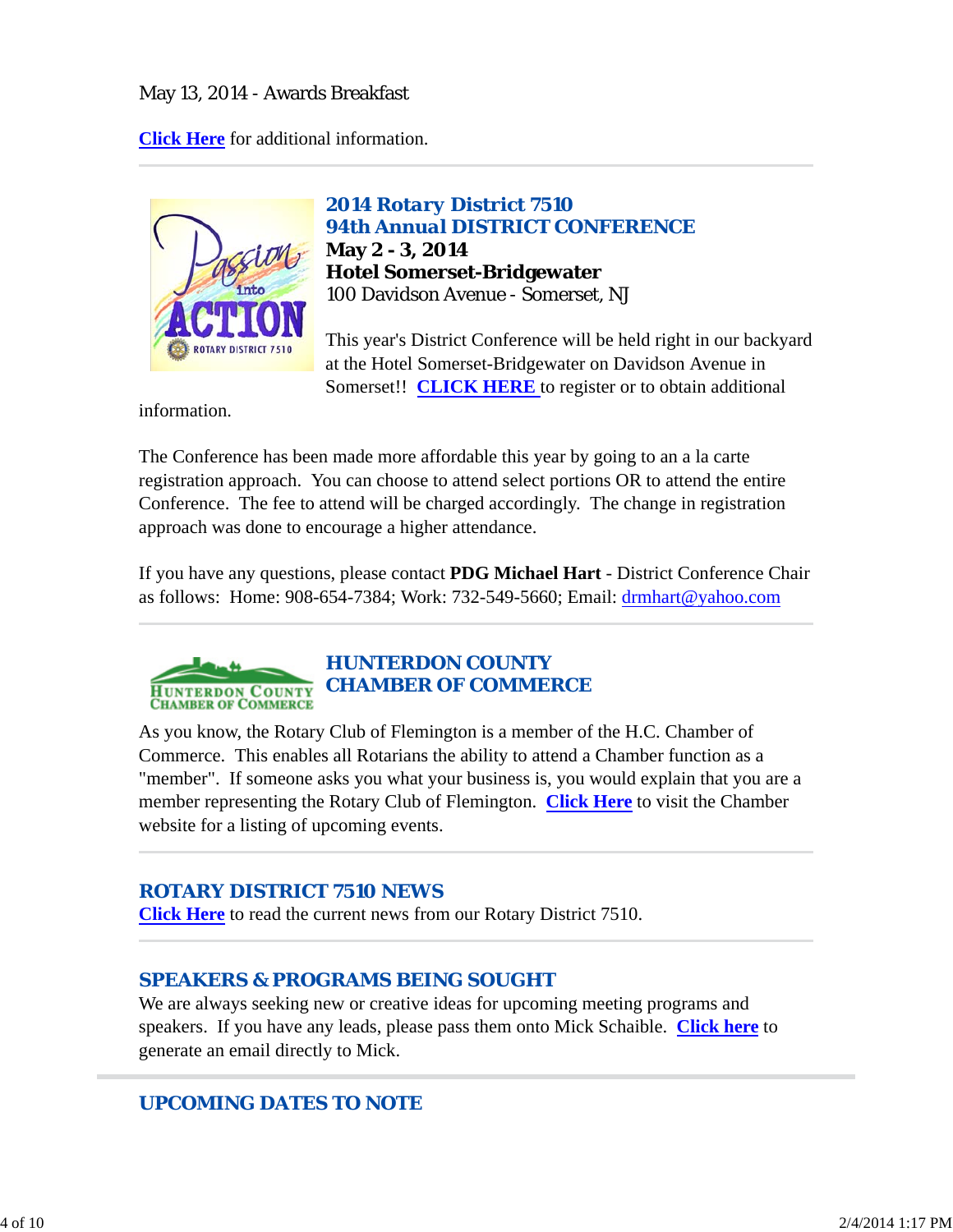May 13, 2014 - Awards Breakfast

**Click Here** for additional information.

---

## 2014 Rotary District 7510
## 94th Annual DISTRICT CONFERENCE

**May 2 - 3, 2014**
**Hotel Somerset-Bridgewater**
100 Davidson Avenue - Somerset, NJ

This year's District Conference will be held right in our backyard at the Hotel Somerset-Bridgewater on Davidson Avenue in Somerset!! **CLICK HERE** to register or to obtain additional information.

The Conference has been made more affordable this year by going to an a la carte registration approach. You can choose to attend select portions OR to attend the entire Conference. The fee to attend will be charged accordingly. The change in registration approach was done to encourage a higher attendance.

If you have any questions, please contact **PDG Michael Hart** - District Conference Chair as follows: Home: 908-654-7384; Work: 732-549-5660; Email: drmhart@yahoo.com

---

## HUNTERDON COUNTY CHAMBER OF COMMERCE

As you know, the Rotary Club of Flemington is a member of the H.C. Chamber of Commerce. This enables all Rotarians the ability to attend a Chamber function as a "member". If someone asks you what your business is, you would explain that you are a member representing the Rotary Club of Flemington. **Click Here** to visit the Chamber website for a listing of upcoming events.

---

## ROTARY DISTRICT 7510 NEWS

**Click Here** to read the current news from our Rotary District 7510.

---

## SPEAKERS & PROGRAMS BEING SOUGHT

We are always seeking new or creative ideas for upcoming meeting programs and speakers. If you have any leads, please pass them onto Mick Schaible. **Click here** to generate an email directly to Mick.

---

## UPCOMING DATES TO NOTE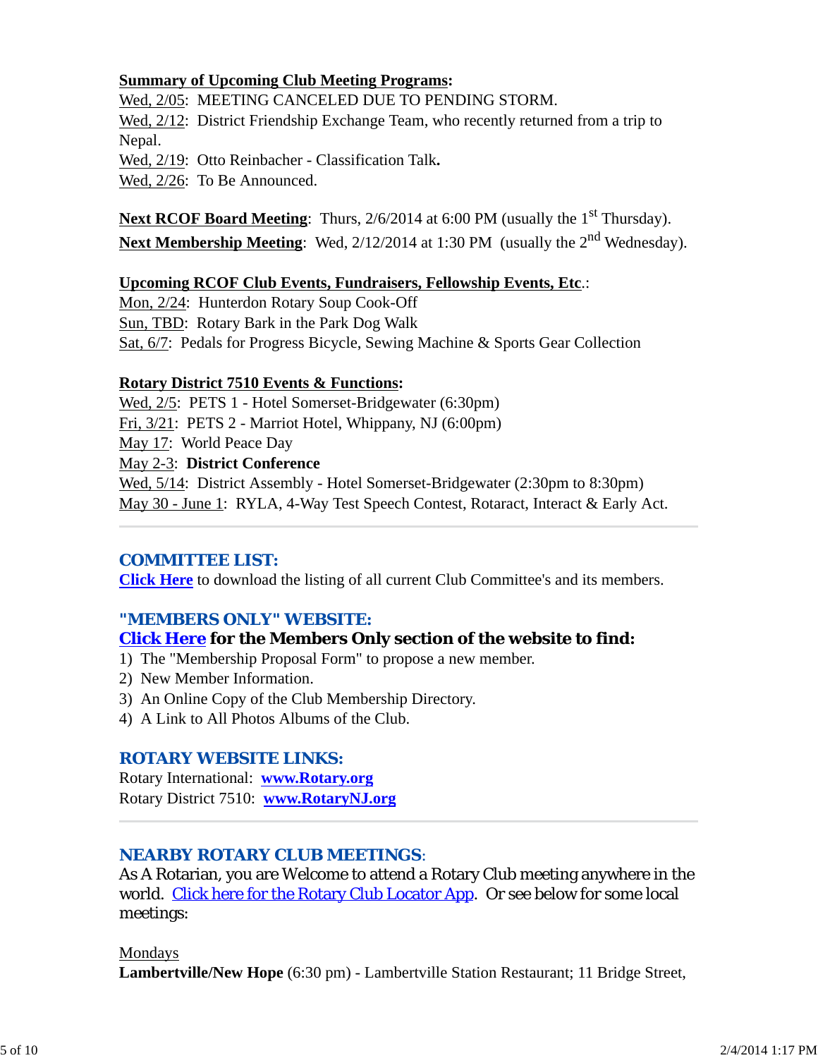**Summary of Upcoming Club Meeting Programs:**

Wed, 2/05: MEETING CANCELED DUE TO PENDING STORM.
Wed, 2/12: District Friendship Exchange Team, who recently returned from a trip to Nepal.
Wed, 2/19: Otto Reinbacher - Classification Talk**.**
Wed, 2/26: To Be Announced.

**Next RCOF Board Meeting**: Thurs, 2/6/2014 at 6:00 PM (usually the 1st Thursday).
**Next Membership Meeting**: Wed, 2/12/2014 at 1:30 PM (usually the 2nd Wednesday).

**Upcoming RCOF Club Events, Fundraisers, Fellowship Events, Etc**.:

Mon, 2/24: Hunterdon Rotary Soup Cook-Off
Sun, TBD: Rotary Bark in the Park Dog Walk
Sat, 6/7: Pedals for Progress Bicycle, Sewing Machine & Sports Gear Collection

**Rotary District 7510 Events & Functions:**

Wed, 2/5: PETS 1 - Hotel Somerset-Bridgewater (6:30pm)
Fri, 3/21: PETS 2 - Marriot Hotel, Whippany, NJ (6:00pm)
May 17: World Peace Day
May 2-3: **District Conference**
Wed, 5/14: District Assembly - Hotel Somerset-Bridgewater (2:30pm to 8:30pm)
May 30 - June 1: RYLA, 4-Way Test Speech Contest, Rotaract, Interact & Early Act.

---

## COMMITTEE LIST:

**Click Here** to download the listing of all current Club Committee's and its members.

## "MEMBERS ONLY" WEBSITE:

**Click Here for the Members Only section of the website to find:**

1) The "Membership Proposal Form" to propose a new member.
2) New Member Information.
3) An Online Copy of the Club Membership Directory.
4) A Link to All Photos Albums of the Club.

## ROTARY WEBSITE LINKS:

Rotary International: **www.Rotary.org**
Rotary District 7510: **www.RotaryNJ.org**

---

## NEARBY ROTARY CLUB MEETINGS:

As A Rotarian, you are Welcome to attend a Rotary Club meeting anywhere in the world. Click here for the Rotary Club Locator App. Or see below for some local meetings:

Mondays

**Lambertville/New Hope** (6:30 pm) - Lambertville Station Restaurant; 11 Bridge Street,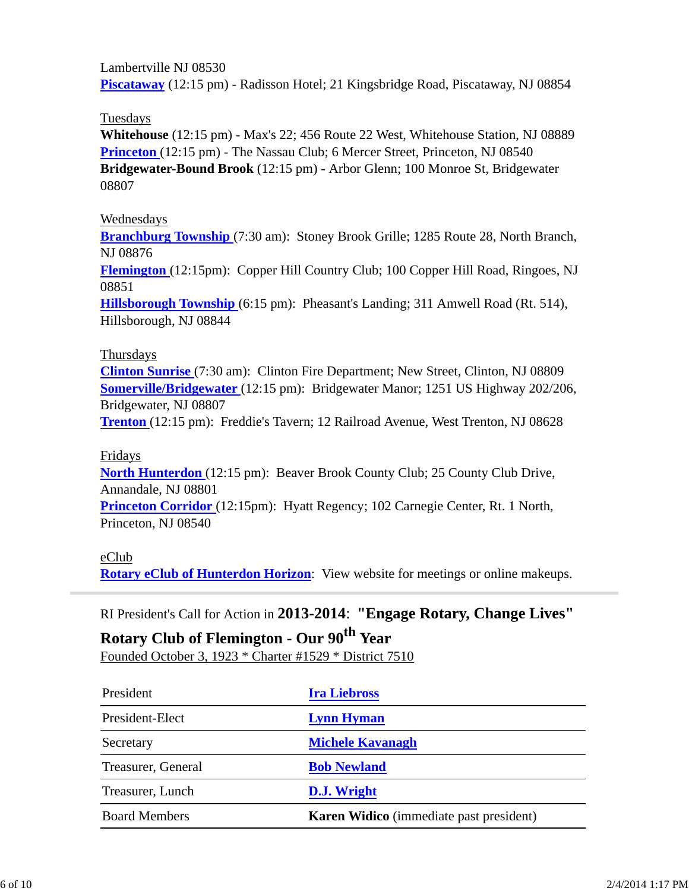Lambertville NJ 08530
**Piscataway** (12:15 pm) - Radisson Hotel; 21 Kingsbridge Road, Piscataway, NJ 08854

Tuesdays
**Whitehouse** (12:15 pm) - Max's 22; 456 Route 22 West, Whitehouse Station, NJ 08889
**Princeton** (12:15 pm) - The Nassau Club; 6 Mercer Street, Princeton, NJ 08540
**Bridgewater-Bound Brook** (12:15 pm) - Arbor Glenn; 100 Monroe St, Bridgewater 08807

Wednesdays
**Branchburg Township** (7:30 am): Stoney Brook Grille; 1285 Route 28, North Branch, NJ 08876
**Flemington** (12:15pm): Copper Hill Country Club; 100 Copper Hill Road, Ringoes, NJ 08851
**Hillsborough Township** (6:15 pm): Pheasant's Landing; 311 Amwell Road (Rt. 514), Hillsborough, NJ 08844

Thursdays
**Clinton Sunrise** (7:30 am): Clinton Fire Department; New Street, Clinton, NJ 08809
**Somerville/Bridgewater** (12:15 pm): Bridgewater Manor; 1251 US Highway 202/206, Bridgewater, NJ 08807
**Trenton** (12:15 pm): Freddie's Tavern; 12 Railroad Avenue, West Trenton, NJ 08628

Fridays
**North Hunterdon** (12:15 pm): Beaver Brook County Club; 25 County Club Drive, Annandale, NJ 08801
**Princeton Corridor** (12:15pm): Hyatt Regency; 102 Carnegie Center, Rt. 1 North, Princeton, NJ 08540

eClub
**Rotary eClub of Hunterdon Horizon**: View website for meetings or online makeups.

---

RI President's Call for Action in **2013-2014**: **"Engage Rotary, Change Lives"**

**Rotary Club of Flemington - Our 90th Year**
Founded October 3, 1923 * Charter #1529 * District 7510

| | |
|---|---|
| President | **Ira Liebross** |
| President-Elect | **Lynn Hyman** |
| Secretary | **Michele Kavanagh** |
| Treasurer, General | **Bob Newland** |
| Treasurer, Lunch | **D.J. Wright** |
| Board Members | **Karen Widico** (immediate past president) |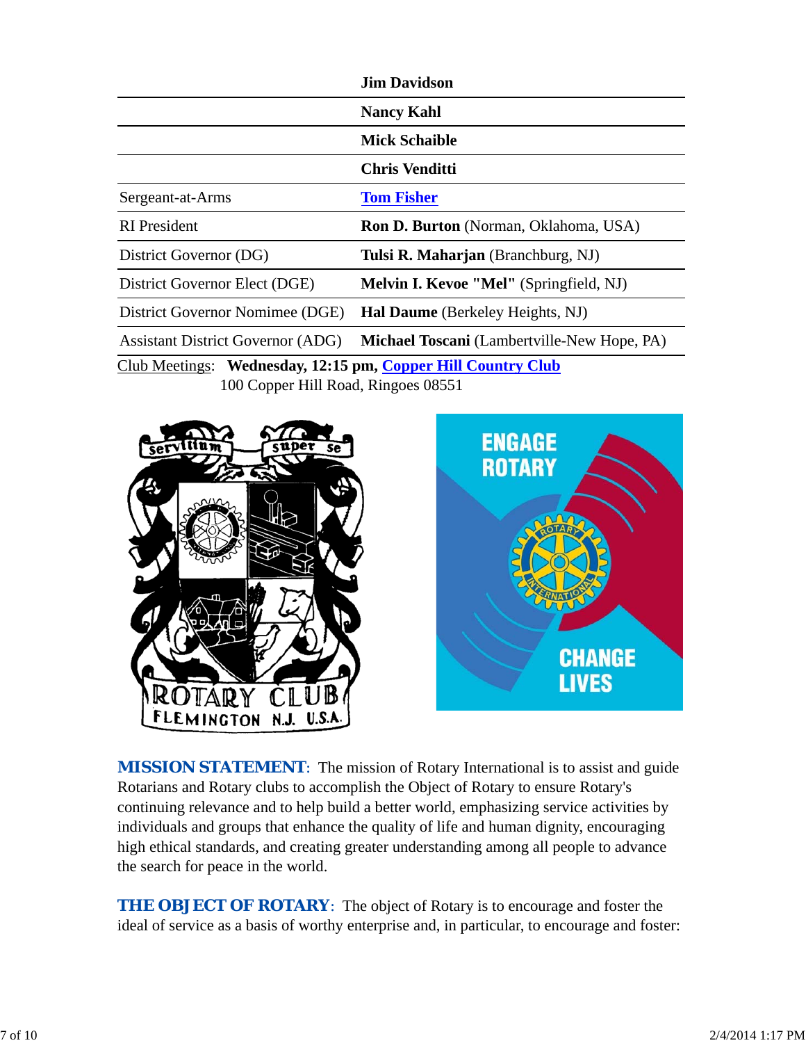| | |
|---|---|
| | **Jim Davidson** |
| | **Nancy Kahl** |
| | **Mick Schaible** |
| | **Chris Venditti** |
| Sergeant-at-Arms | **Tom Fisher** |
| RI President | **Ron D. Burton** (Norman, Oklahoma, USA) |
| District Governor (DG) | **Tulsi R. Maharjan** (Branchburg, NJ) |
| District Governor Elect (DGE) | **Melvin I. Kevoe "Mel"** (Springfield, NJ) |
| District Governor Nomimee (DGE) | **Hal Daume** (Berkeley Heights, NJ) |
| Assistant District Governor (ADG) | **Michael Toscani** (Lambertville-New Hope, PA) |

Club Meetings: **Wednesday, 12:15 pm, Copper Hill Country Club**
100 Copper Hill Road, Ringoes 08551

**MISSION STATEMENT**: The mission of Rotary International is to assist and guide Rotarians and Rotary clubs to accomplish the Object of Rotary to ensure Rotary's continuing relevance and to help build a better world, emphasizing service activities by individuals and groups that enhance the quality of life and human dignity, encouraging high ethical standards, and creating greater understanding among all people to advance the search for peace in the world.

**THE OBJECT OF ROTARY**: The object of Rotary is to encourage and foster the ideal of service as a basis of worthy enterprise and, in particular, to encourage and foster: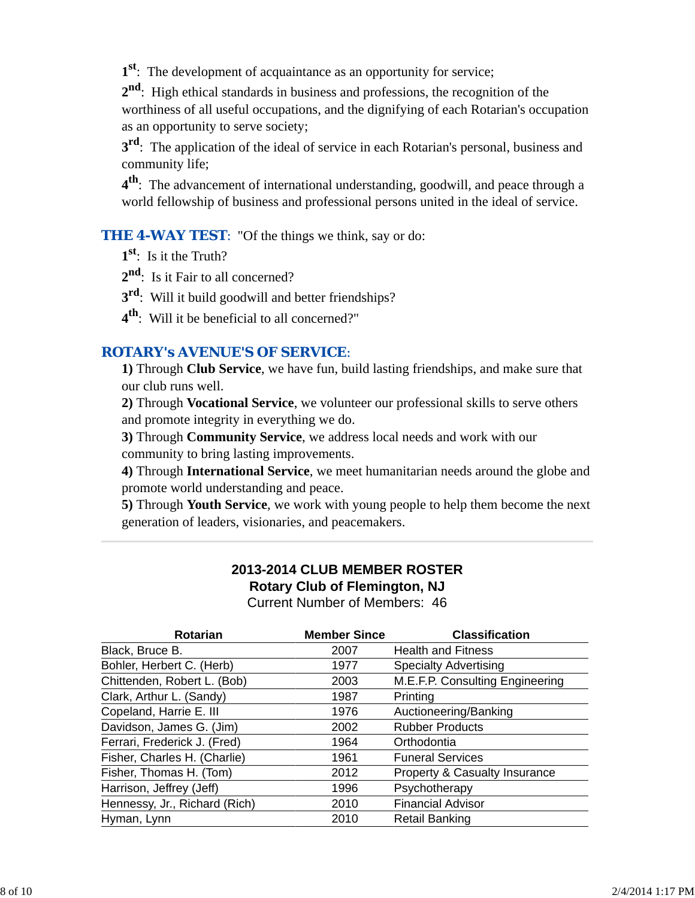**1st**: The development of acquaintance as an opportunity for service;

**2nd**: High ethical standards in business and professions, the recognition of the worthiness of all useful occupations, and the dignifying of each Rotarian's occupation as an opportunity to serve society;

**3rd**: The application of the ideal of service in each Rotarian's personal, business and community life;

**4th**: The advancement of international understanding, goodwill, and peace through a world fellowship of business and professional persons united in the ideal of service.

**THE 4-WAY TEST**: "Of the things we think, say or do:

**1st**: Is it the Truth?

**2nd**: Is it Fair to all concerned?

**3rd**: Will it build goodwill and better friendships?

**4th**: Will it be beneficial to all concerned?"

## ROTARY's AVENUE'S OF SERVICE:

**1)** Through **Club Service**, we have fun, build lasting friendships, and make sure that our club runs well.

**2)** Through **Vocational Service**, we volunteer our professional skills to serve others and promote integrity in everything we do.

**3)** Through **Community Service**, we address local needs and work with our community to bring lasting improvements.

**4)** Through **International Service**, we meet humanitarian needs around the globe and promote world understanding and peace.

**5)** Through **Youth Service**, we work with young people to help them become the next generation of leaders, visionaries, and peacemakers.

---

## 2013-2014 CLUB MEMBER ROSTER
### Rotary Club of Flemington, NJ
Current Number of Members: 46

| Rotarian | Member Since | Classification |
|---|---|---|
| Black, Bruce B. | 2007 | Health and Fitness |
| Bohler, Herbert C. (Herb) | 1977 | Specialty Advertising |
| Chittenden, Robert L. (Bob) | 2003 | M.E.F.P. Consulting Engineering |
| Clark, Arthur L. (Sandy) | 1987 | Printing |
| Copeland, Harrie E. III | 1976 | Auctioneering/Banking |
| Davidson, James G. (Jim) | 2002 | Rubber Products |
| Ferrari, Frederick J. (Fred) | 1964 | Orthodontia |
| Fisher, Charles H. (Charlie) | 1961 | Funeral Services |
| Fisher, Thomas H. (Tom) | 2012 | Property & Casualty Insurance |
| Harrison, Jeffrey (Jeff) | 1996 | Psychotherapy |
| Hennessy, Jr., Richard (Rich) | 2010 | Financial Advisor |
| Hyman, Lynn | 2010 | Retail Banking |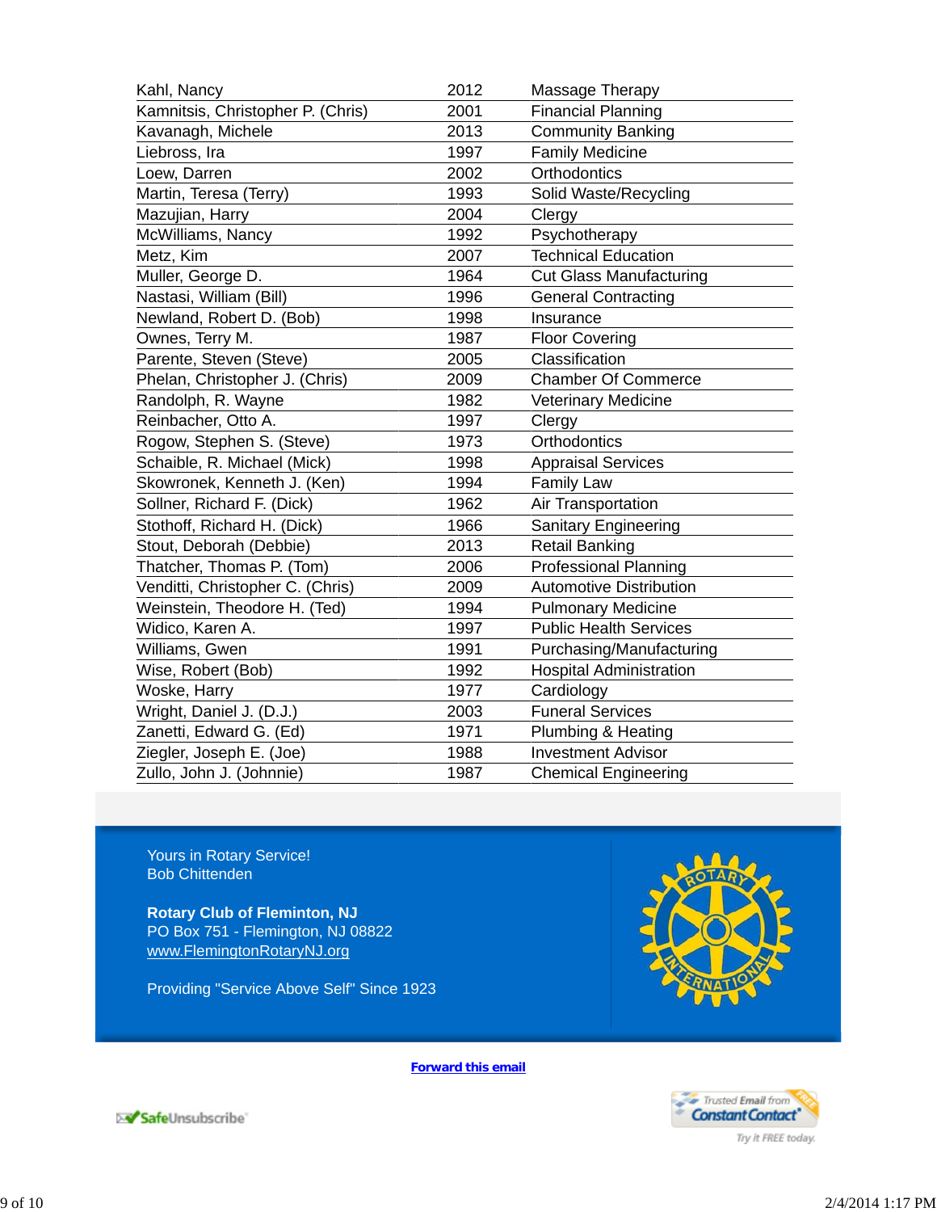| Kahl, Nancy | 2012 | Massage Therapy |
|---|---|---|
| Kamnitsis, Christopher P. (Chris) | 2001 | Financial Planning |
| Kavanagh, Michele | 2013 | Community Banking |
| Liebross, Ira | 1997 | Family Medicine |
| Loew, Darren | 2002 | Orthodontics |
| Martin, Teresa (Terry) | 1993 | Solid Waste/Recycling |
| Mazujian, Harry | 2004 | Clergy |
| McWilliams, Nancy | 1992 | Psychotherapy |
| Metz, Kim | 2007 | Technical Education |
| Muller, George D. | 1964 | Cut Glass Manufacturing |
| Nastasi, William (Bill) | 1996 | General Contracting |
| Newland, Robert D. (Bob) | 1998 | Insurance |
| Ownes, Terry M. | 1987 | Floor Covering |
| Parente, Steven (Steve) | 2005 | Classification |
| Phelan, Christopher J. (Chris) | 2009 | Chamber Of Commerce |
| Randolph, R. Wayne | 1982 | Veterinary Medicine |
| Reinbacher, Otto A. | 1997 | Clergy |
| Rogow, Stephen S. (Steve) | 1973 | Orthodontics |
| Schaible, R. Michael (Mick) | 1998 | Appraisal Services |
| Skowronek, Kenneth J. (Ken) | 1994 | Family Law |
| Sollner, Richard F. (Dick) | 1962 | Air Transportation |
| Stothoff, Richard H. (Dick) | 1966 | Sanitary Engineering |
| Stout, Deborah (Debbie) | 2013 | Retail Banking |
| Thatcher, Thomas P. (Tom) | 2006 | Professional Planning |
| Venditti, Christopher C. (Chris) | 2009 | Automotive Distribution |
| Weinstein, Theodore H. (Ted) | 1994 | Pulmonary Medicine |
| Widico, Karen A. | 1997 | Public Health Services |
| Williams, Gwen | 1991 | Purchasing/Manufacturing |
| Wise, Robert (Bob) | 1992 | Hospital Administration |
| Woske, Harry | 1977 | Cardiology |
| Wright, Daniel J. (D.J.) | 2003 | Funeral Services |
| Zanetti, Edward G. (Ed) | 1971 | Plumbing & Heating |
| Ziegler, Joseph E. (Joe) | 1988 | Investment Advisor |
| Zullo, John J. (Johnnie) | 1987 | Chemical Engineering |

Yours in Rotary Service!
Bob Chittenden

**Rotary Club of Flemington, NJ**
PO Box 751 - Flemington, NJ 08822
www.FlemingtonRotaryNJ.org

Providing "Service Above Self" Since 1923

**Forward this email**

SafeUnsubscribe

Trusted Email from Constant Contact - Try it FREE today.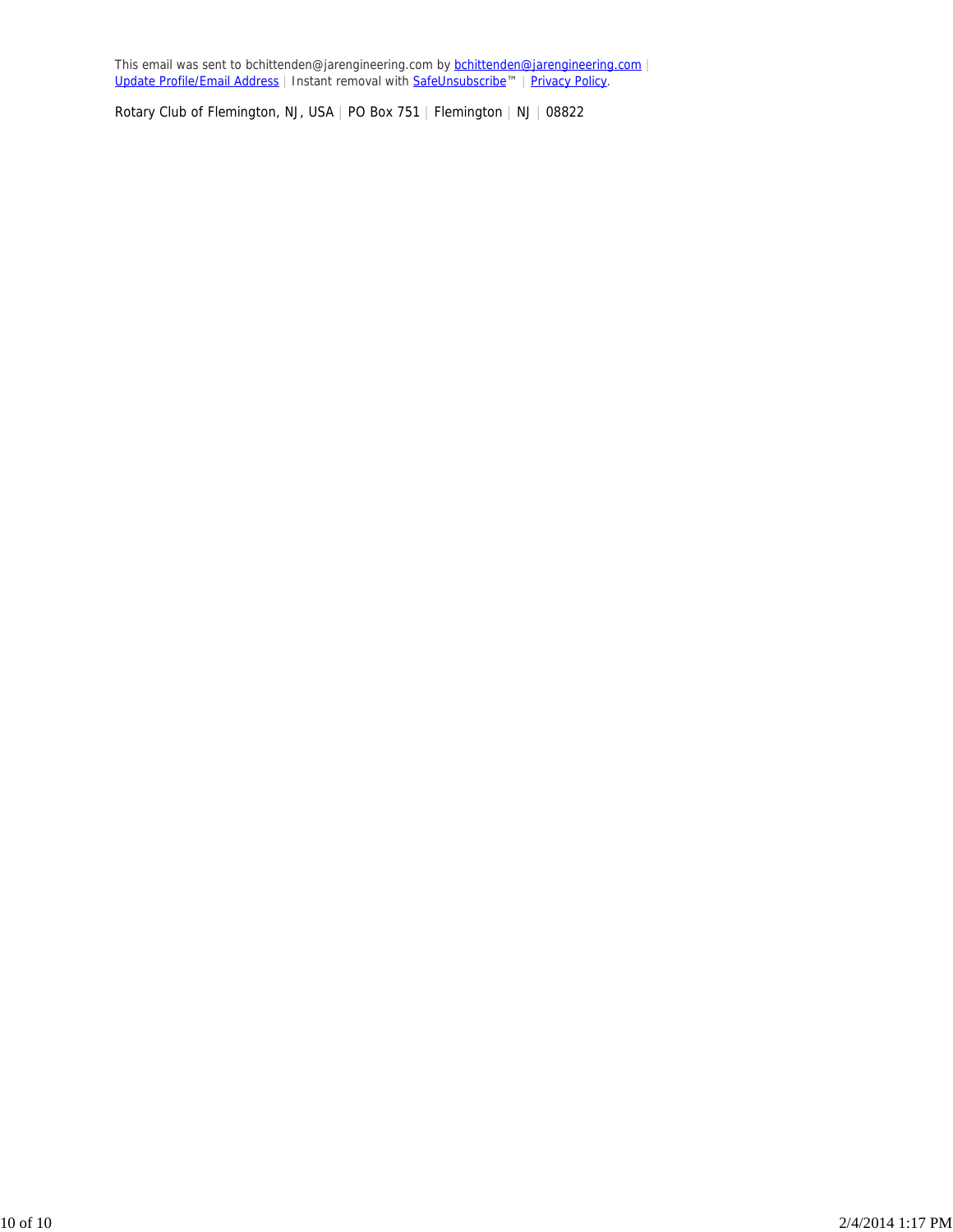This email was sent to bchittenden@jarengineering.com by bchittenden@jarengineering.com | Update Profile/Email Address | Instant removal with SafeUnsubscribe™ | Privacy Policy.

Rotary Club of Flemington, NJ, USA | PO Box 751 | Flemington | NJ | 08822